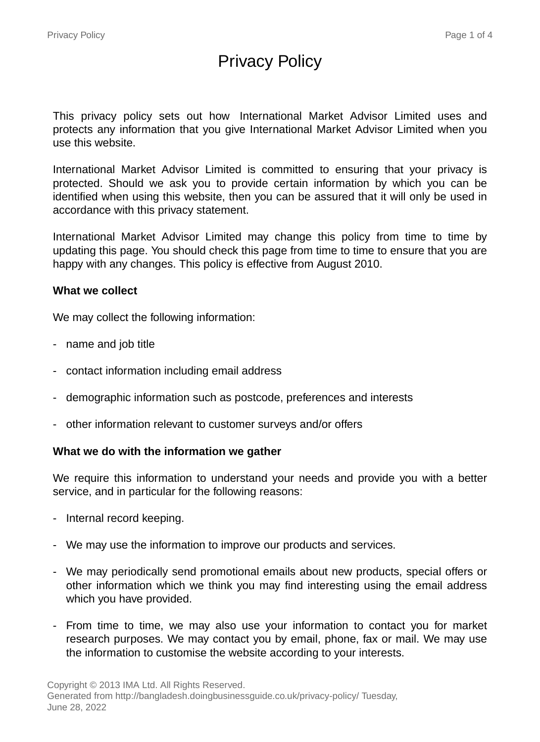# Privacy Policy

This privacy policy sets out how International Market Advisor Limited uses and protects any information that you give International Market Advisor Limited when you use this website.

International Market Advisor Limited is committed to ensuring that your privacy is protected. Should we ask you to provide certain information by which you can be identified when using this website, then you can be assured that it will only be used in accordance with this privacy statement.

International Market Advisor Limited may change this policy from time to time by updating this page. You should check this page from time to time to ensure that you are happy with any changes. This policy is effective from August 2010.

**What we collect**

We may collect the following information:

- name and job title
- contact information including email address
- demographic information such as postcode, preferences and interests
- other information relevant to customer surveys and/or offers

**What we do with the information we gather**

We require this information to understand your needs and provide you with a better service, and in particular for the following reasons:

- Internal record keeping.
- We may use the information to improve our products and services.
- We may periodically send promotional emails about new products, special offers or other information which we think you may find interesting using the email address which you have provided.
- From time to time, we may also use your information to contact you for market research purposes. We may contact you by email, phone, fax or mail. We may use the information to customise the website according to your interests.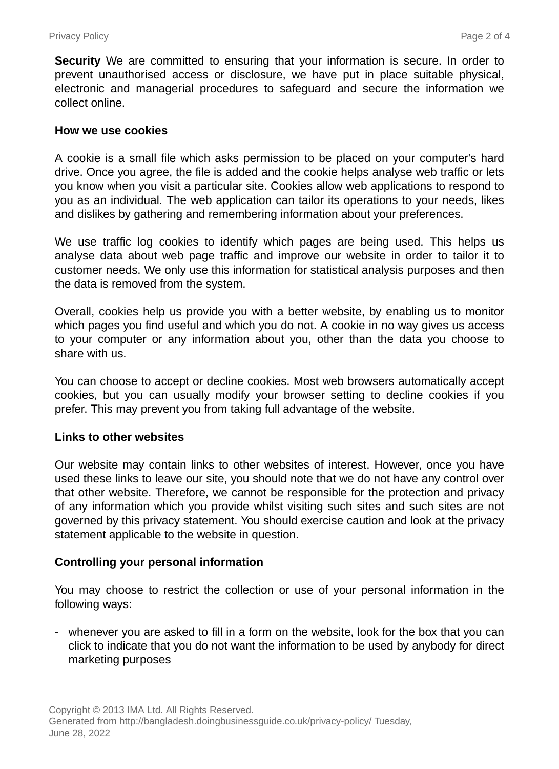**Security** We are committed to ensuring that your information is secure. In order to prevent unauthorised access or disclosure, we have put in place suitable physical, electronic and managerial procedures to safeguard and secure the information we collect online.

**How we use cookies**

A cookie is a small file which asks permission to be placed on your computer's hard drive. Once you agree, the file is added and the cookie helps analyse web traffic or lets you know when you visit a particular site. Cookies allow web applications to respond to you as an individual. The web application can tailor its operations to your needs, likes and dislikes by gathering and remembering information about your preferences.

We use traffic log cookies to identify which pages are being used. This helps us analyse data about web page traffic and improve our website in order to tailor it to customer needs. We only use this information for statistical analysis purposes and then the data is removed from the system.

Overall, cookies help us provide you with a better website, by enabling us to monitor which pages you find useful and which you do not. A cookie in no way gives us access to your computer or any information about you, other than the data you choose to share with us.

You can choose to accept or decline cookies. Most web browsers automatically accept cookies, but you can usually modify your browser setting to decline cookies if you prefer. This may prevent you from taking full advantage of the website.

**Links to other websites**

Our website may contain links to other websites of interest. However, once you have used these links to leave our site, you should note that we do not have any control over that other website. Therefore, we cannot be responsible for the protection and privacy of any information which you provide whilst visiting such sites and such sites are not governed by this privacy statement. You should exercise caution and look at the privacy statement applicable to the website in question.

**Controlling your personal information**

You may choose to restrict the collection or use of your personal information in the following ways:

- whenever you are asked to fill in a form on the website, look for the box that you can click to indicate that you do not want the information to be used by anybody for direct marketing purposes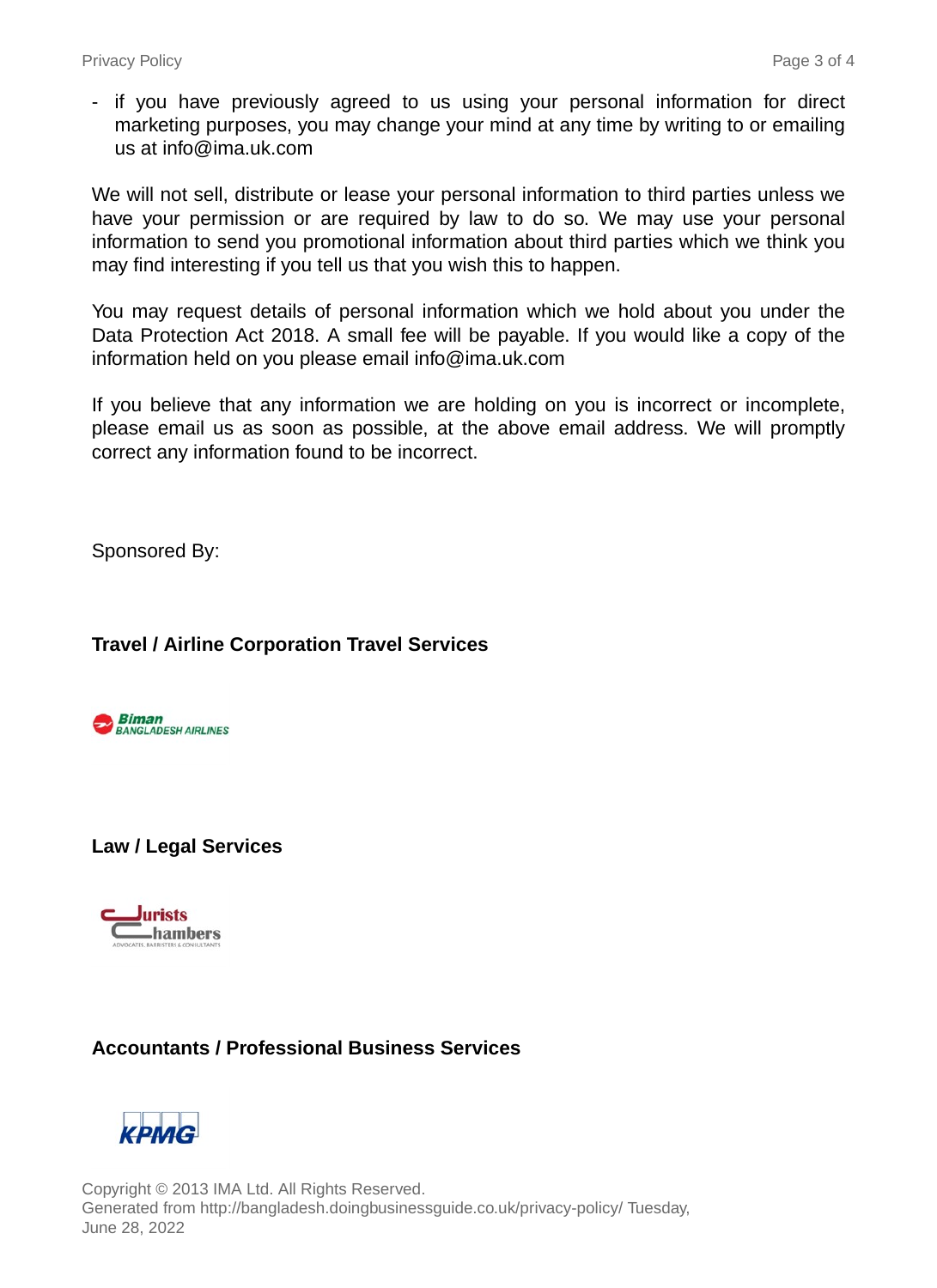- if you have previously agreed to us using your personal information for direct marketing purposes, you may change your mind at any time by writing to or emailing us at info@ima.uk.com

We will not sell, distribute or lease your personal information to third parties unless we have your permission or are required by law to do so. We may use your personal information to send you promotional information about third parties which we think you may find interesting if you tell us that you wish this to happen.

You may request details of personal information which we hold about you under the Data Protection Act 2018. A small fee will be payable. If you would like a copy of the information held on you please email info@ima.uk.com

If you believe that any information we are holding on you is incorrect or incomplete, please email us as soon as possible, at the above email address. We will promptly correct any information found to be incorrect.

Sponsored By:

**Travel / Airline Corporation Travel Services**

Biman BANGLADESH AIRLINES

**Law / Legal Services**

Jurists Chambers
ADVOCATES, BARRISTERS & CONSULTANTS

**Accountants / Professional Business Services**

KPMG

Copyright © 2013 IMA Ltd. All Rights Reserved.
Generated from http://bangladesh.doingbusinessguide.co.uk/privacy-policy/ Tuesday, June 28, 2022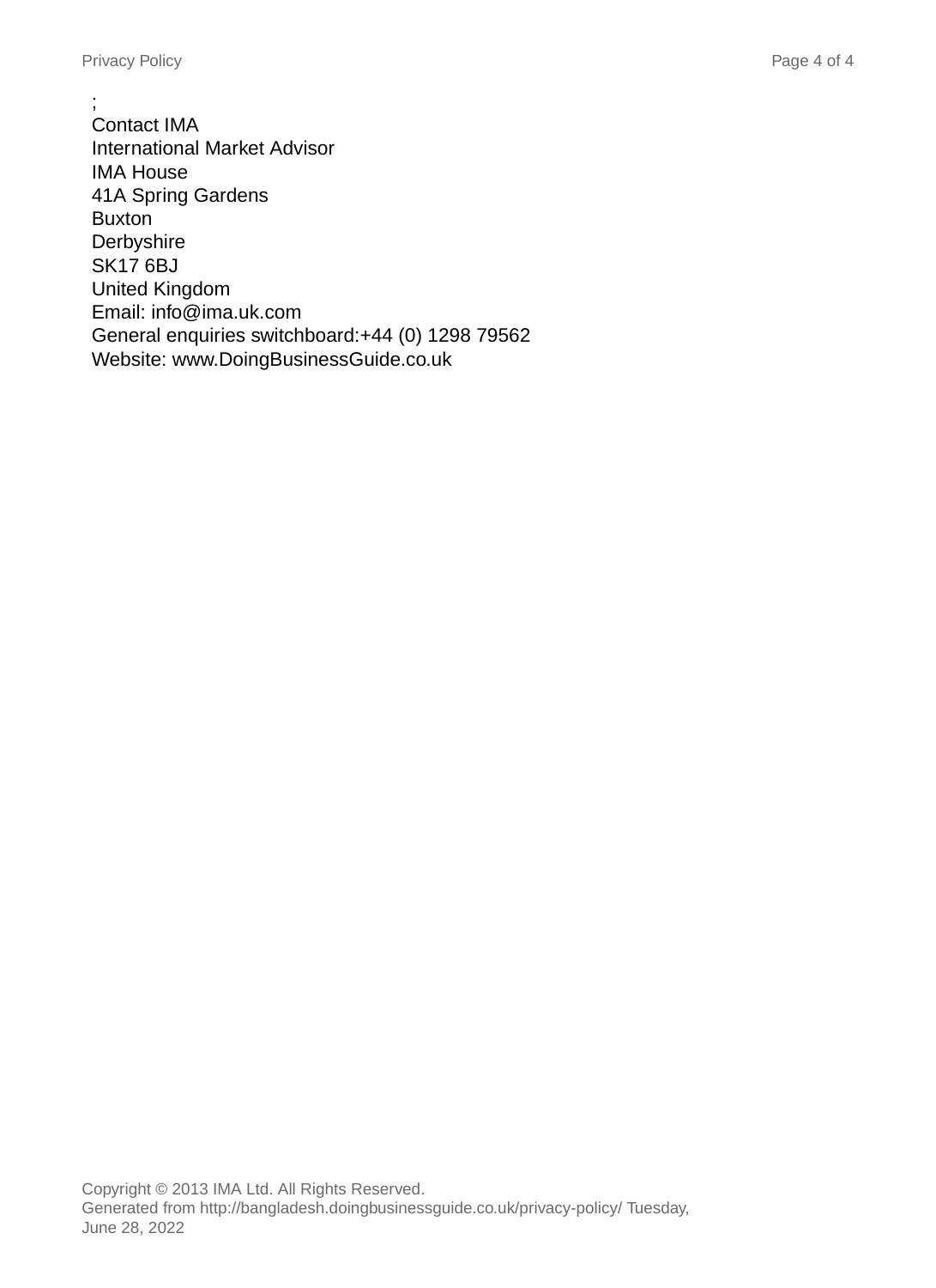;
Contact IMA
International Market Advisor
IMA House
41A Spring Gardens
Buxton
Derbyshire
SK17 6BJ
United Kingdom
Email: info@ima.uk.com
General enquiries switchboard:+44 (0) 1298 79562
Website: www.DoingBusinessGuide.co.uk

Copyright © 2013 IMA Ltd. All Rights Reserved.
Generated from http://bangladesh.doingbusinessguide.co.uk/privacy-policy/ Tuesday, June 28, 2022